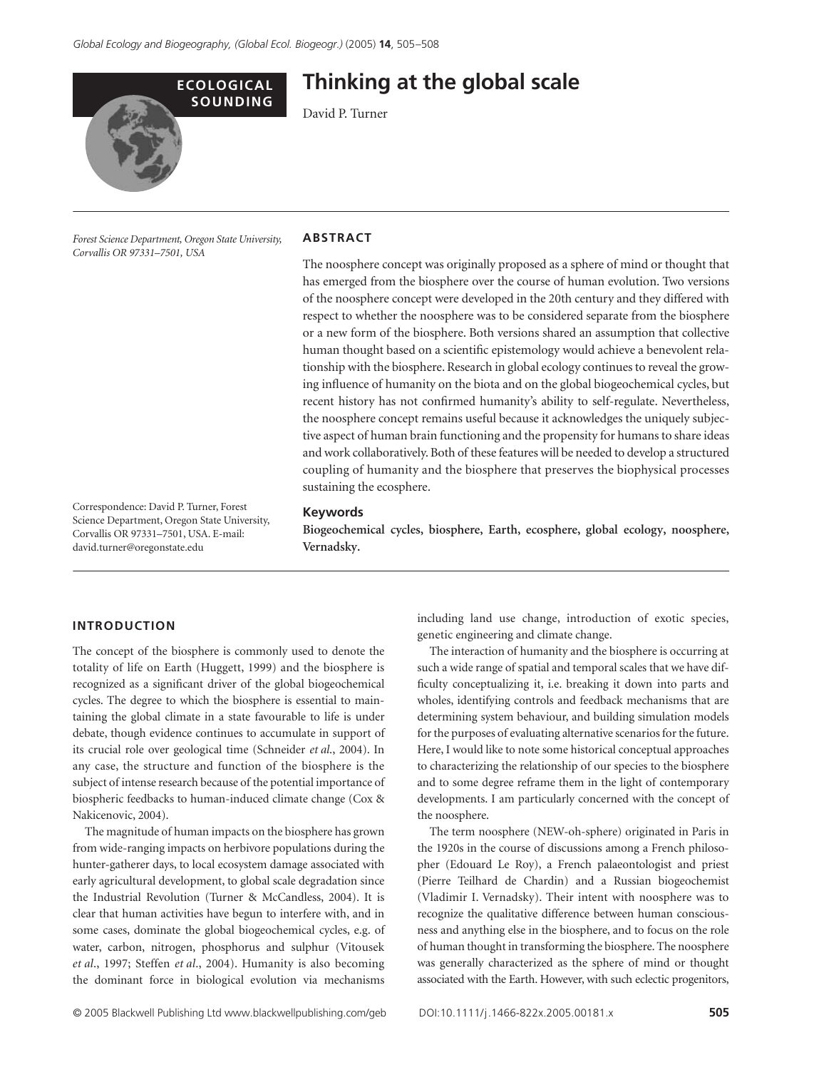ECOLOGICAL SOUNDING

# Thinking at the global scale

David P. Turner

*Forest Science Department, Oregon State University, Corvallis OR 97331–7501, USA*

Correspondence: David P. Turner, Forest Science Department, Oregon State University, Corvallis OR 97331–7501, USA. E-mail: david.turner@oregonstate.edu

## ABSTRACT

The noosphere concept was originally proposed as a sphere of mind or thought that has emerged from the biosphere over the course of human evolution. Two versions of the noosphere concept were developed in the 20th century and they differed with respect to whether the noosphere was to be considered separate from the biosphere or a new form of the biosphere. Both versions shared an assumption that collective human thought based on a scientific epistemology would achieve a benevolent relationship with the biosphere. Research in global ecology continues to reveal the growing influence of humanity on the biota and on the global biogeochemical cycles, but recent history has not confirmed humanity's ability to self-regulate. Nevertheless, the noosphere concept remains useful because it acknowledges the uniquely subjective aspect of human brain functioning and the propensity for humans to share ideas and work collaboratively. Both of these features will be needed to develop a structured coupling of humanity and the biosphere that preserves the biophysical processes sustaining the ecosphere.

### Keywords

**Biogeochemical cycles, biosphere, Earth, ecosphere, global ecology, noosphere, Vernadsky.**

## INTRODUCTION

The concept of the biosphere is commonly used to denote the totality of life on Earth (Huggett, 1999) and the biosphere is recognized as a significant driver of the global biogeochemical cycles. The degree to which the biosphere is essential to maintaining the global climate in a state favourable to life is under debate, though evidence continues to accumulate in support of its crucial role over geological time (Schneider *et al*., 2004). In any case, the structure and function of the biosphere is the subject of intense research because of the potential importance of biospheric feedbacks to human-induced climate change (Cox & Nakicenovic, 2004).

The magnitude of human impacts on the biosphere has grown from wide-ranging impacts on herbivore populations during the hunter-gatherer days, to local ecosystem damage associated with early agricultural development, to global scale degradation since the Industrial Revolution (Turner & McCandless, 2004). It is clear that human activities have begun to interfere with, and in some cases, dominate the global biogeochemical cycles, e.g. of water, carbon, nitrogen, phosphorus and sulphur (Vitousek *et al*., 1997; Steffen *et al*., 2004). Humanity is also becoming the dominant force in biological evolution via mechanisms including land use change, introduction of exotic species, genetic engineering and climate change.

The interaction of humanity and the biosphere is occurring at such a wide range of spatial and temporal scales that we have difficulty conceptualizing it, i.e. breaking it down into parts and wholes, identifying controls and feedback mechanisms that are determining system behaviour, and building simulation models for the purposes of evaluating alternative scenarios for the future. Here, I would like to note some historical conceptual approaches to characterizing the relationship of our species to the biosphere and to some degree reframe them in the light of contemporary developments. I am particularly concerned with the concept of the noosphere.

The term noosphere (NEW-oh-sphere) originated in Paris in the 1920s in the course of discussions among a French philosopher (Edouard Le Roy), a French palaeontologist and priest (Pierre Teilhard de Chardin) and a Russian biogeochemist (Vladimir I. Vernadsky). Their intent with noosphere was to recognize the qualitative difference between human consciousness and anything else in the biosphere, and to focus on the role of human thought in transforming the biosphere. The noosphere was generally characterized as the sphere of mind or thought associated with the Earth. However, with such eclectic progenitors,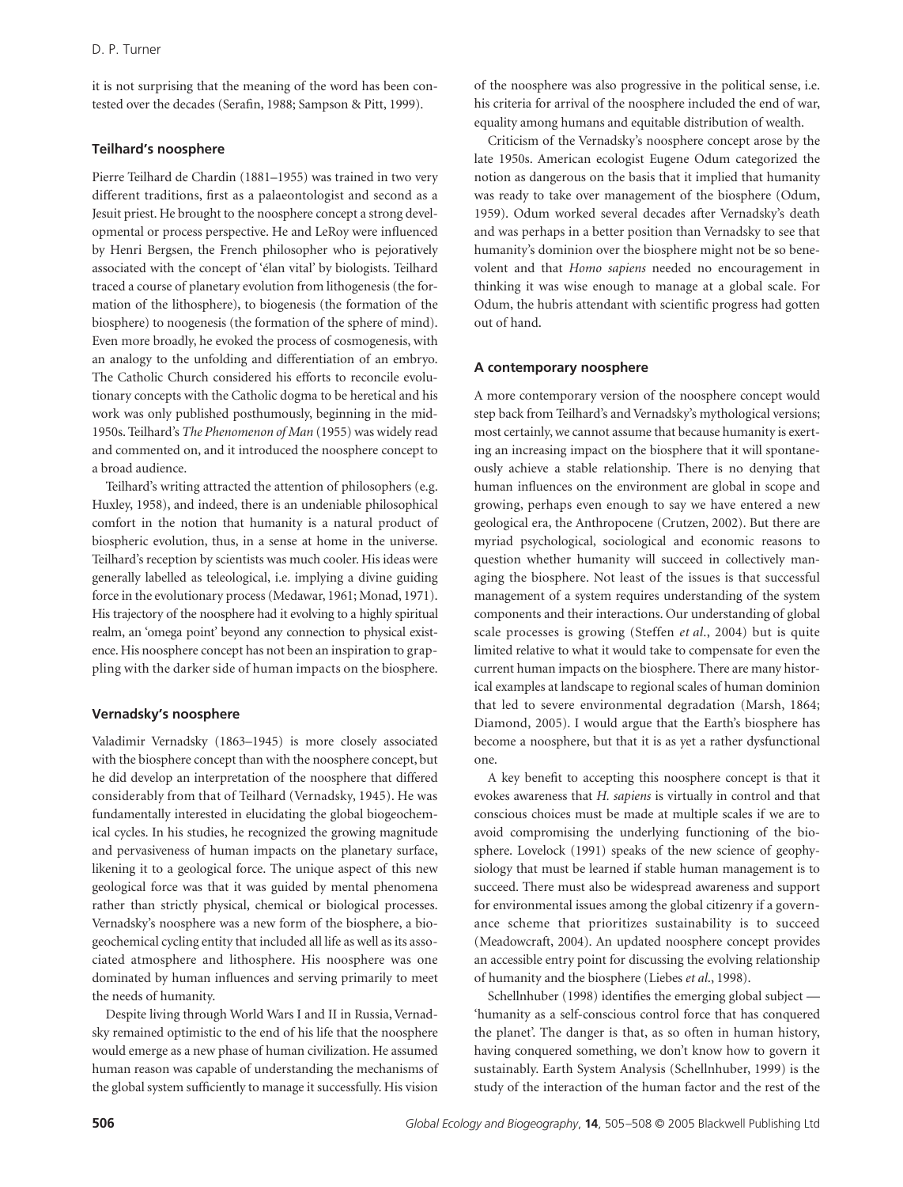it is not surprising that the meaning of the word has been contested over the decades (Serafin, 1988; Sampson & Pitt, 1999).

## Teilhard's noosphere

Pierre Teilhard de Chardin (1881–1955) was trained in two very different traditions, first as a palaeontologist and second as a Jesuit priest. He brought to the noosphere concept a strong developmental or process perspective. He and LeRoy were influenced by Henri Bergsen, the French philosopher who is pejoratively associated with the concept of 'élan vital' by biologists. Teilhard traced a course of planetary evolution from lithogenesis (the formation of the lithosphere), to biogenesis (the formation of the biosphere) to noogenesis (the formation of the sphere of mind). Even more broadly, he evoked the process of cosmogenesis, with an analogy to the unfolding and differentiation of an embryo. The Catholic Church considered his efforts to reconcile evolutionary concepts with the Catholic dogma to be heretical and his work was only published posthumously, beginning in the mid-1950s. Teilhard's *The Phenomenon of Man* (1955) was widely read and commented on, and it introduced the noosphere concept to a broad audience.

Teilhard's writing attracted the attention of philosophers (e.g. Huxley, 1958), and indeed, there is an undeniable philosophical comfort in the notion that humanity is a natural product of biospheric evolution, thus, in a sense at home in the universe. Teilhard's reception by scientists was much cooler. His ideas were generally labelled as teleological, i.e. implying a divine guiding force in the evolutionary process (Medawar, 1961; Monad, 1971). His trajectory of the noosphere had it evolving to a highly spiritual realm, an 'omega point' beyond any connection to physical existence. His noosphere concept has not been an inspiration to grappling with the darker side of human impacts on the biosphere.

## Vernadsky's noosphere

Valadimir Vernadsky (1863–1945) is more closely associated with the biosphere concept than with the noosphere concept, but he did develop an interpretation of the noosphere that differed considerably from that of Teilhard (Vernadsky, 1945). He was fundamentally interested in elucidating the global biogeochemical cycles. In his studies, he recognized the growing magnitude and pervasiveness of human impacts on the planetary surface, likening it to a geological force. The unique aspect of this new geological force was that it was guided by mental phenomena rather than strictly physical, chemical or biological processes. Vernadsky's noosphere was a new form of the biosphere, a biogeochemical cycling entity that included all life as well as its associated atmosphere and lithosphere. His noosphere was one dominated by human influences and serving primarily to meet the needs of humanity.

Despite living through World Wars I and II in Russia, Vernadsky remained optimistic to the end of his life that the noosphere would emerge as a new phase of human civilization. He assumed human reason was capable of understanding the mechanisms of the global system sufficiently to manage it successfully. His vision of the noosphere was also progressive in the political sense, i.e. his criteria for arrival of the noosphere included the end of war, equality among humans and equitable distribution of wealth.

Criticism of the Vernadsky's noosphere concept arose by the late 1950s. American ecologist Eugene Odum categorized the notion as dangerous on the basis that it implied that humanity was ready to take over management of the biosphere (Odum, 1959). Odum worked several decades after Vernadsky's death and was perhaps in a better position than Vernadsky to see that humanity's dominion over the biosphere might not be so benevolent and that *Homo sapiens* needed no encouragement in thinking it was wise enough to manage at a global scale. For Odum, the hubris attendant with scientific progress had gotten out of hand.

## A contemporary noosphere

A more contemporary version of the noosphere concept would step back from Teilhard's and Vernadsky's mythological versions; most certainly, we cannot assume that because humanity is exerting an increasing impact on the biosphere that it will spontaneously achieve a stable relationship. There is no denying that human influences on the environment are global in scope and growing, perhaps even enough to say we have entered a new geological era, the Anthropocene (Crutzen, 2002). But there are myriad psychological, sociological and economic reasons to question whether humanity will succeed in collectively managing the biosphere. Not least of the issues is that successful management of a system requires understanding of the system components and their interactions. Our understanding of global scale processes is growing (Steffen *et al.*, 2004) but is quite limited relative to what it would take to compensate for even the current human impacts on the biosphere. There are many historical examples at landscape to regional scales of human dominion that led to severe environmental degradation (Marsh, 1864; Diamond, 2005). I would argue that the Earth's biosphere has become a noosphere, but that it is as yet a rather dysfunctional one.

A key benefit to accepting this noosphere concept is that it evokes awareness that *H. sapiens* is virtually in control and that conscious choices must be made at multiple scales if we are to avoid compromising the underlying functioning of the biosphere. Lovelock (1991) speaks of the new science of geophysiology that must be learned if stable human management is to succeed. There must also be widespread awareness and support for environmental issues among the global citizenry if a governance scheme that prioritizes sustainability is to succeed (Meadowcraft, 2004). An updated noosphere concept provides an accessible entry point for discussing the evolving relationship of humanity and the biosphere (Liebes *et al.*, 1998).

Schellnhuber (1998) identifies the emerging global subject — 'humanity as a self-conscious control force that has conquered the planet'. The danger is that, as so often in human history, having conquered something, we don't know how to govern it sustainably. Earth System Analysis (Schellnhuber, 1999) is the study of the interaction of the human factor and the rest of the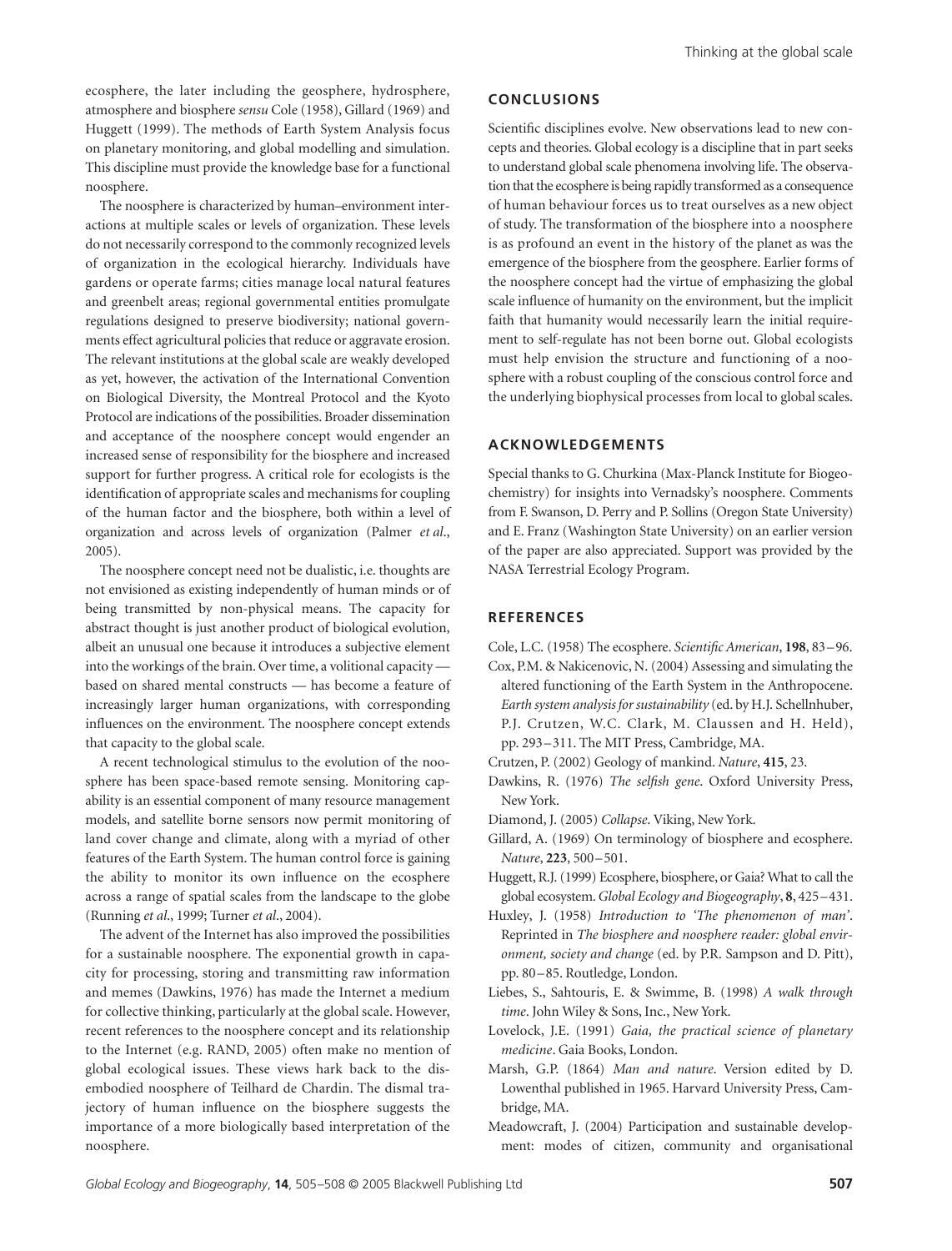ecosphere, the later including the geosphere, hydrosphere, atmosphere and biosphere *sensu* Cole (1958), Gillard (1969) and Huggett (1999). The methods of Earth System Analysis focus on planetary monitoring, and global modelling and simulation. This discipline must provide the knowledge base for a functional noosphere.

The noosphere is characterized by human–environment interactions at multiple scales or levels of organization. These levels do not necessarily correspond to the commonly recognized levels of organization in the ecological hierarchy. Individuals have gardens or operate farms; cities manage local natural features and greenbelt areas; regional governmental entities promulgate regulations designed to preserve biodiversity; national governments effect agricultural policies that reduce or aggravate erosion. The relevant institutions at the global scale are weakly developed as yet, however, the activation of the International Convention on Biological Diversity, the Montreal Protocol and the Kyoto Protocol are indications of the possibilities. Broader dissemination and acceptance of the noosphere concept would engender an increased sense of responsibility for the biosphere and increased support for further progress. A critical role for ecologists is the identification of appropriate scales and mechanisms for coupling of the human factor and the biosphere, both within a level of organization and across levels of organization (Palmer *et al*., 2005).

The noosphere concept need not be dualistic, i.e. thoughts are not envisioned as existing independently of human minds or of being transmitted by non-physical means. The capacity for abstract thought is just another product of biological evolution, albeit an unusual one because it introduces a subjective element into the workings of the brain. Over time, a volitional capacity — based on shared mental constructs — has become a feature of increasingly larger human organizations, with corresponding influences on the environment. The noosphere concept extends that capacity to the global scale.

A recent technological stimulus to the evolution of the noosphere has been space-based remote sensing. Monitoring capability is an essential component of many resource management models, and satellite borne sensors now permit monitoring of land cover change and climate, along with a myriad of other features of the Earth System. The human control force is gaining the ability to monitor its own influence on the ecosphere across a range of spatial scales from the landscape to the globe (Running *et al*., 1999; Turner *et al*., 2004).

The advent of the Internet has also improved the possibilities for a sustainable noosphere. The exponential growth in capacity for processing, storing and transmitting raw information and memes (Dawkins, 1976) has made the Internet a medium for collective thinking, particularly at the global scale. However, recent references to the noosphere concept and its relationship to the Internet (e.g. RAND, 2005) often make no mention of global ecological issues. These views hark back to the disembodied noosphere of Teilhard de Chardin. The dismal trajectory of human influence on the biosphere suggests the importance of a more biologically based interpretation of the noosphere.

## CONCLUSIONS

Scientific disciplines evolve. New observations lead to new concepts and theories. Global ecology is a discipline that in part seeks to understand global scale phenomena involving life. The observation that the ecosphere is being rapidly transformed as a consequence of human behaviour forces us to treat ourselves as a new object of study. The transformation of the biosphere into a noosphere is as profound an event in the history of the planet as was the emergence of the biosphere from the geosphere. Earlier forms of the noosphere concept had the virtue of emphasizing the global scale influence of humanity on the environment, but the implicit faith that humanity would necessarily learn the initial requirement to self-regulate has not been borne out. Global ecologists must help envision the structure and functioning of a noosphere with a robust coupling of the conscious control force and the underlying biophysical processes from local to global scales.

## ACKNOWLEDGEMENTS

Special thanks to G. Churkina (Max-Planck Institute for Biogeochemistry) for insights into Vernadsky's noosphere. Comments from F. Swanson, D. Perry and P. Sollins (Oregon State University) and E. Franz (Washington State University) on an earlier version of the paper are also appreciated. Support was provided by the NASA Terrestrial Ecology Program.

## REFERENCES

Cole, L.C. (1958) The ecosphere. *Scientific American*, **198**, 83–96.

Cox, P.M. & Nakicenovic, N. (2004) Assessing and simulating the altered functioning of the Earth System in the Anthropocene. *Earth system analysis for sustainability* (ed. by H.J. Schellnhuber, P.J. Crutzen, W.C. Clark, M. Claussen and H. Held), pp. 293–311. The MIT Press, Cambridge, MA.

Crutzen, P. (2002) Geology of mankind. *Nature*, **415**, 23.

Dawkins, R. (1976) *The selfish gene*. Oxford University Press, New York.

Diamond, J. (2005) *Collapse*. Viking, New York.

Gillard, A. (1969) On terminology of biosphere and ecosphere. *Nature*, **223**, 500–501.

Huggett, R.J. (1999) Ecosphere, biosphere, or Gaia? What to call the global ecosystem. *Global Ecology and Biogeography*, **8**, 425–431.

Huxley, J. (1958) *Introduction to 'The phenomenon of man'*. Reprinted in *The biosphere and noosphere reader: global environment, society and change* (ed. by P.R. Sampson and D. Pitt), pp. 80–85. Routledge, London.

Liebes, S., Sahtouris, E. & Swimme, B. (1998) *A walk through time*. John Wiley & Sons, Inc., New York.

Lovelock, J.E. (1991) *Gaia, the practical science of planetary medicine*. Gaia Books, London.

Marsh, G.P. (1864) *Man and nature*. Version edited by D. Lowenthal published in 1965. Harvard University Press, Cambridge, MA.

Meadowcraft, J. (2004) Participation and sustainable development: modes of citizen, community and organisational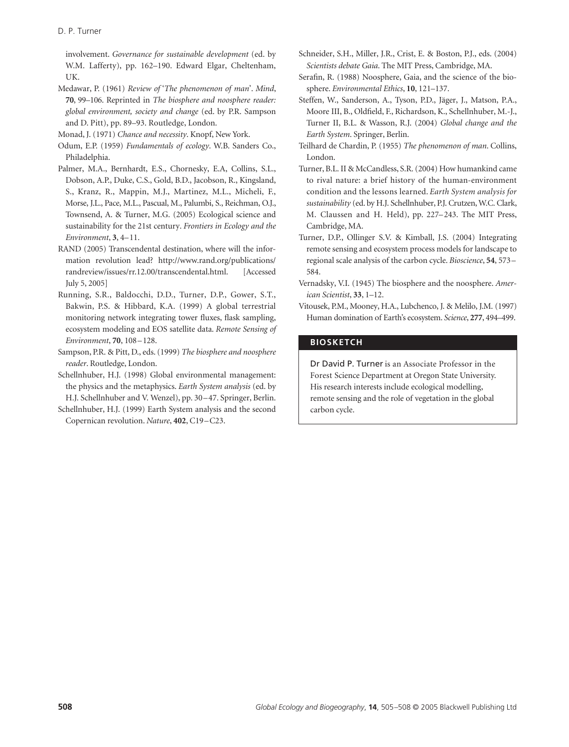involvement. *Governance for sustainable development* (ed. by W.M. Lafferty), pp. 162–190. Edward Elgar, Cheltenham, UK.

Medawar, P. (1961) *Review of* '*The phenomenon of man*'. *Mind*, **70**, 99–106. Reprinted in *The biosphere and noosphere reader: global environment, society and change* (ed. by P.R. Sampson and D. Pitt), pp. 89–93. Routledge, London.

Monad, J. (1971) *Chance and necessity*. Knopf, New York.

Odum, E.P. (1959) *Fundamentals of ecology*. W.B. Sanders Co., Philadelphia.

Palmer, M.A., Bernhardt, E.S., Chornesky, E.A, Collins, S.L., Dobson, A.P., Duke, C.S., Gold, B.D., Jacobson, R., Kingsland, S., Kranz, R., Mappin, M.J., Martinez, M.L., Micheli, F., Morse, J.L., Pace, M.L., Pascual, M., Palumbi, S., Reichman, O.J., Townsend, A. & Turner, M.G. (2005) Ecological science and sustainability for the 21st century. *Frontiers in Ecology and the Environment*, **3**, 4–11.

RAND (2005) Transcendental destination, where will the information revolution lead? http://www.rand.org/publications/randreview/issues/rr.12.00/transcendental.html. [Accessed July 5, 2005]

Running, S.R., Baldocchi, D.D., Turner, D.P., Gower, S.T., Bakwin, P.S. & Hibbard, K.A. (1999) A global terrestrial monitoring network integrating tower fluxes, flask sampling, ecosystem modeling and EOS satellite data. *Remote Sensing of Environment*, **70**, 108–128.

Sampson, P.R. & Pitt, D., eds. (1999) *The biosphere and noosphere reader*. Routledge, London.

Schellnhuber, H.J. (1998) Global environmental management: the physics and the metaphysics. *Earth System analysis* (ed. by H.J. Schellnhuber and V. Wenzel), pp. 30–47. Springer, Berlin.

Schellnhuber, H.J. (1999) Earth System analysis and the second Copernican revolution. *Nature*, **402**, C19–C23.

Schneider, S.H., Miller, J.R., Crist, E. & Boston, P.J., eds. (2004) *Scientists debate Gaia*. The MIT Press, Cambridge, MA.

Serafin, R. (1988) Noosphere, Gaia, and the science of the biosphere. *Environmental Ethics*, **10**, 121–137.

Steffen, W., Sanderson, A., Tyson, P.D., Jäger, J., Matson, P.A., Moore III, B., Oldfield, F., Richardson, K., Schellnhuber, M.-J., Turner II, B.L. & Wasson, R.J. (2004) *Global change and the Earth System*. Springer, Berlin.

Teilhard de Chardin, P. (1955) *The phenomenon of man*. Collins, London.

Turner, B.L. II & McCandless, S.R. (2004) How humankind came to rival nature: a brief history of the human-environment condition and the lessons learned. *Earth System analysis for sustainability* (ed. by H.J. Schellnhuber, P.J. Crutzen, W.C. Clark, M. Claussen and H. Held), pp. 227–243. The MIT Press, Cambridge, MA.

Turner, D.P., Ollinger S.V. & Kimball, J.S. (2004) Integrating remote sensing and ecosystem process models for landscape to regional scale analysis of the carbon cycle. *Bioscience*, **54**, 573–584.

Vernadsky, V.I. (1945) The biosphere and the noosphere. *American Scientist*, **33**, 1–12.

Vitousek, P.M., Mooney, H.A., Lubchenco, J. & Melilo, J.M. (1997) Human domination of Earth's ecosystem. *Science*, **277**, 494–499.

## BIOSKETCH

Dr David P. Turner is an Associate Professor in the Forest Science Department at Oregon State University. His research interests include ecological modelling, remote sensing and the role of vegetation in the global carbon cycle.